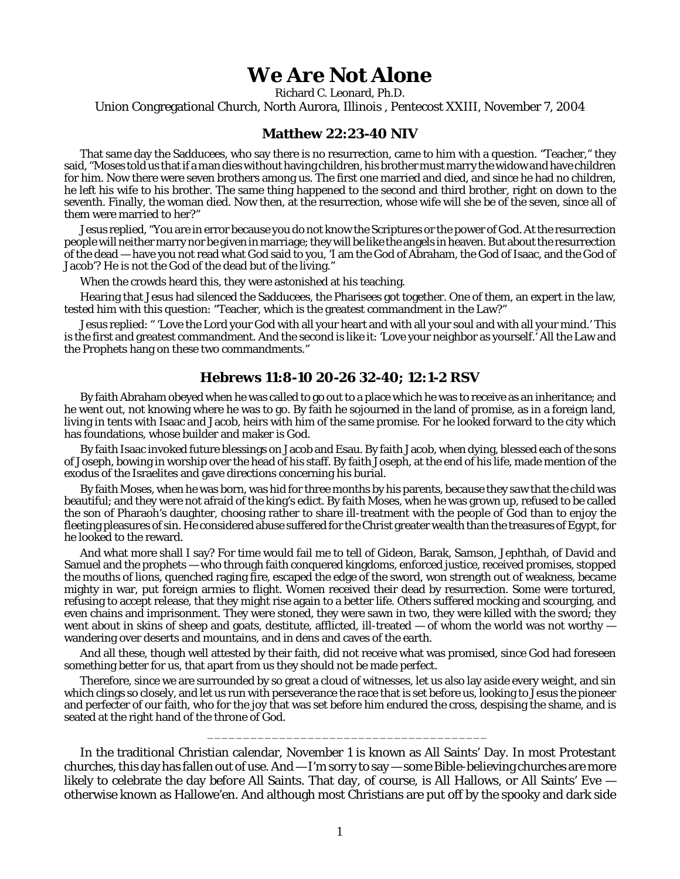# We Are Not Alone

Richard C. Leonard, Ph.D.

Union Congregational Church, North Aurora, Illinois , Pentecost XXIII, November 7, 2004

## Matthew 22:23-40 NIV

That same day the Sadducees, who say there is no resurrection, came to him with a question. "Teacher," they said, "Moses told us that if a man dies without having children, his brother must marry the widow and have children for him. Now there were seven brothers among us. The first one married and died, and since he had no children, he left his wife to his brother. The same thing happened to the second and third brother, right on down to the seventh. Finally, the woman died. Now then, at the resurrection, whose wife will she be of the seven, since all of them were married to her?"

Jesus replied, "You are in error because you do not know the Scriptures or the power of God. At the resurrection people will neither marry nor be given in marriage; they will be like the angels in heaven. But about the resurrection of the dead — have you not read what God said to you, 'I am the God of Abraham, the God of Isaac, and the God of Jacob'? He is not the God of the dead but of the living."

When the crowds heard this, they were astonished at his teaching.

Hearing that Jesus had silenced the Sadducees, the Pharisees got together. One of them, an expert in the law, tested him with this question: "Teacher, which is the greatest commandment in the Law?"

Jesus replied: " 'Love the Lord your God with all your heart and with all your soul and with all your mind.' This is the first and greatest commandment. And the second is like it: 'Love your neighbor as yourself.' All the Law and the Prophets hang on these two commandments."

## Hebrews 11:8-10 20-26 32-40; 12:1-2 RSV

By faith Abraham obeyed when he was called to go out to a place which he was to receive as an inheritance; and he went out, not knowing where he was to go. By faith he sojourned in the land of promise, as in a foreign land, living in tents with Isaac and Jacob, heirs with him of the same promise. For he looked forward to the city which has foundations, whose builder and maker is God.

By faith Isaac invoked future blessings on Jacob and Esau. By faith Jacob, when dying, blessed each of the sons of Joseph, bowing in worship over the head of his staff. By faith Joseph, at the end of his life, made mention of the exodus of the Israelites and gave directions concerning his burial.

By faith Moses, when he was born, was hid for three months by his parents, because they saw that the child was beautiful; and they were not afraid of the king's edict. By faith Moses, when he was grown up, refused to be called the son of Pharaoh's daughter, choosing rather to share ill-treatment with the people of God than to enjoy the fleeting pleasures of sin. He considered abuse suffered for the Christ greater wealth than the treasures of Egypt, for he looked to the reward.

And what more shall I say? For time would fail me to tell of Gideon, Barak, Samson, Jephthah, of David and Samuel and the prophets — who through faith conquered kingdoms, enforced justice, received promises, stopped the mouths of lions, quenched raging fire, escaped the edge of the sword, won strength out of weakness, became mighty in war, put foreign armies to flight. Women received their dead by resurrection. Some were tortured, refusing to accept release, that they might rise again to a better life. Others suffered mocking and scourging, and even chains and imprisonment. They were stoned, they were sawn in two, they were killed with the sword; they went about in skins of sheep and goats, destitute, afflicted, ill-treated — of whom the world was not worthy — wandering over deserts and mountains, and in dens and caves of the earth.

And all these, though well attested by their faith, did not receive what was promised, since God had foreseen something better for us, that apart from us they should not be made perfect.

Therefore, since we are surrounded by so great a cloud of witnesses, let us also lay aside every weight, and sin which clings so closely, and let us run with perseverance the race that is set before us, looking to Jesus the pioneer and perfecter of our faith, who for the joy that was set before him endured the cross, despising the shame, and is seated at the right hand of the throne of God.

---

In the traditional Christian calendar, November 1 is known as All Saints' Day. In most Protestant churches, this day has fallen out of use. And — I'm sorry to say — some Bible-believing churches are more likely to celebrate the day before All Saints. That day, of course, is All Hallows, or All Saints' Eve — otherwise known as Hallowe'en. And although most Christians are put off by the spooky and dark side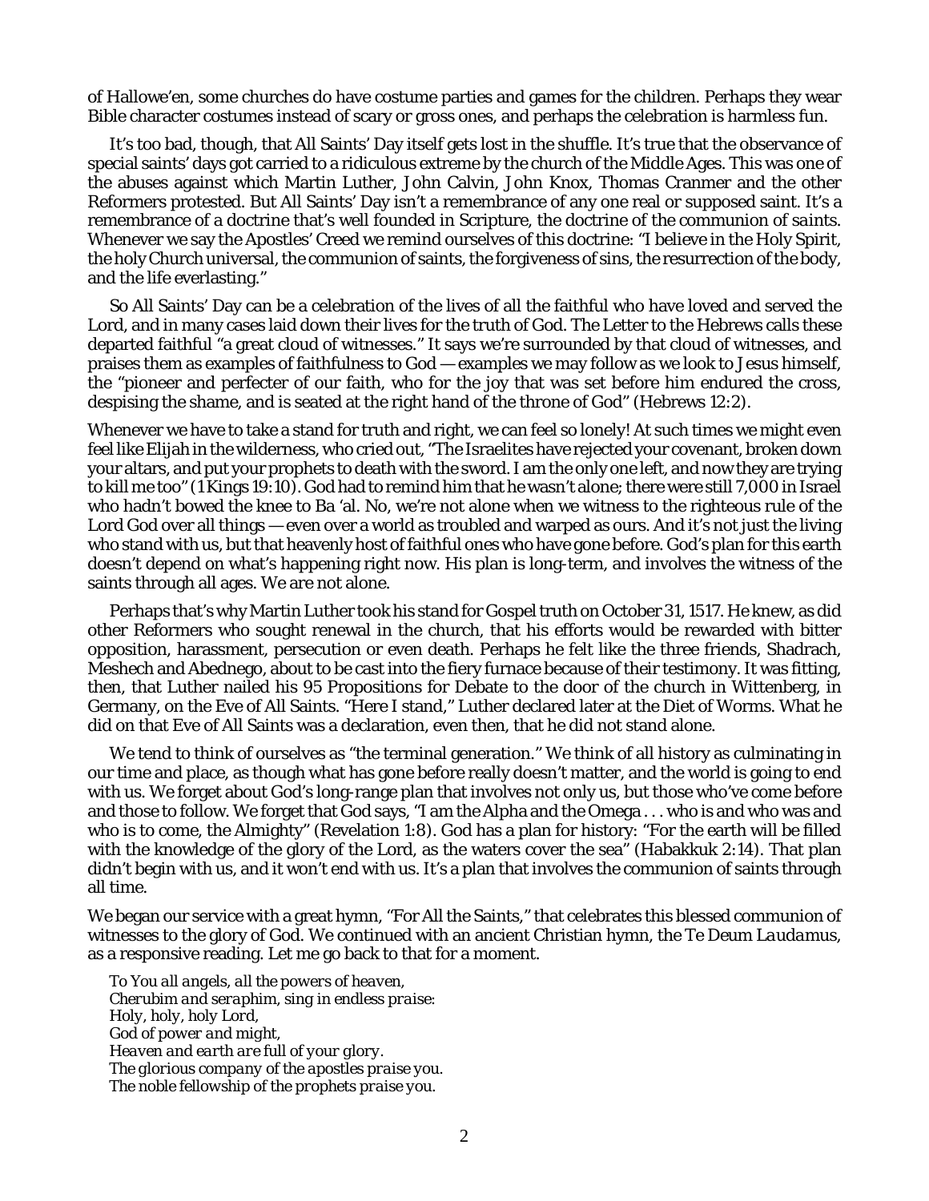of Hallowe'en, some churches do have costume parties and games for the children. Perhaps they wear Bible character costumes instead of scary or gross ones, and perhaps the celebration is harmless fun.

It's too bad, though, that All Saints' Day itself gets lost in the shuffle. It's true that the observance of special saints' days got carried to a ridiculous extreme by the church of the Middle Ages. This was one of the abuses against which Martin Luther, John Calvin, John Knox, Thomas Cranmer and the other Reformers protested. But All Saints' Day isn't a remembrance of any one real or supposed saint. It's a remembrance of a doctrine that's well founded in Scripture, the doctrine of the communion of saints. Whenever we say the Apostles' Creed we remind ourselves of this doctrine: "I believe in the Holy Spirit, the holy Church universal, the communion of saints, the forgiveness of sins, the resurrection of the body, and the life everlasting."

So All Saints' Day can be a celebration of the lives of all the faithful who have loved and served the Lord, and in many cases laid down their lives for the truth of God. The Letter to the Hebrews calls these departed faithful "a great cloud of witnesses." It says we're surrounded by that cloud of witnesses, and praises them as examples of faithfulness to God — examples we may follow as we look to Jesus himself, the "pioneer and perfecter of our faith, who for the joy that was set before him endured the cross, despising the shame, and is seated at the right hand of the throne of God" (Hebrews 12:2).

Whenever we have to take a stand for truth and right, we can feel so lonely! At such times we might even feel like Elijah in the wilderness, who cried out, "The Israelites have rejected your covenant, broken down your altars, and put your prophets to death with the sword. I am the only one left, and now they are trying to kill me too" (1 Kings 19:10). God had to remind him that he wasn't alone; there were still 7,000 in Israel who hadn't bowed the knee to Ba 'al. No, we're not alone when we witness to the righteous rule of the Lord God over all things — even over a world as troubled and warped as ours. And it's not just the living who stand with us, but that heavenly host of faithful ones who have gone before. God's plan for this earth doesn't depend on what's happening right now. His plan is long-term, and involves the witness of the saints through all ages. We are not alone.

Perhaps that's why Martin Luther took his stand for Gospel truth on October 31, 1517. He knew, as did other Reformers who sought renewal in the church, that his efforts would be rewarded with bitter opposition, harassment, persecution or even death. Perhaps he felt like the three friends, Shadrach, Meshech and Abednego, about to be cast into the fiery furnace because of their testimony. It was fitting, then, that Luther nailed his 95 Propositions for Debate to the door of the church in Wittenberg, in Germany, on the Eve of All Saints. "Here I stand," Luther declared later at the Diet of Worms. What he did on that Eve of All Saints was a declaration, even then, that he did not stand alone.

We tend to think of ourselves as "the terminal generation." We think of all history as culminating in our time and place, as though what has gone before really doesn't matter, and the world is going to end with us. We forget about God's long-range plan that involves not only us, but those who've come before and those to follow. We forget that God says, "I am the Alpha and the Omega . . . who is and who was and who is to come, the Almighty" (Revelation 1:8). God has a plan for history: "For the earth will be filled with the knowledge of the glory of the Lord, as the waters cover the sea" (Habakkuk 2:14). That plan didn't begin with us, and it won't end with us. It's a plan that involves the communion of saints through all time.

We began our service with a great hymn, "For All the Saints," that celebrates this blessed communion of witnesses to the glory of God. We continued with an ancient Christian hymn, the *Te Deum Laudamus*, as a responsive reading. Let me go back to that for a moment.

*To You all angels, all the powers of heaven,*  
*Cherubim and seraphim, sing in endless praise:*  
*Holy, holy, holy Lord,*  
*God of power and might,*  
*Heaven and earth are full of your glory.*  
*The glorious company of the apostles praise you.*  
*The noble fellowship of the prophets praise you.*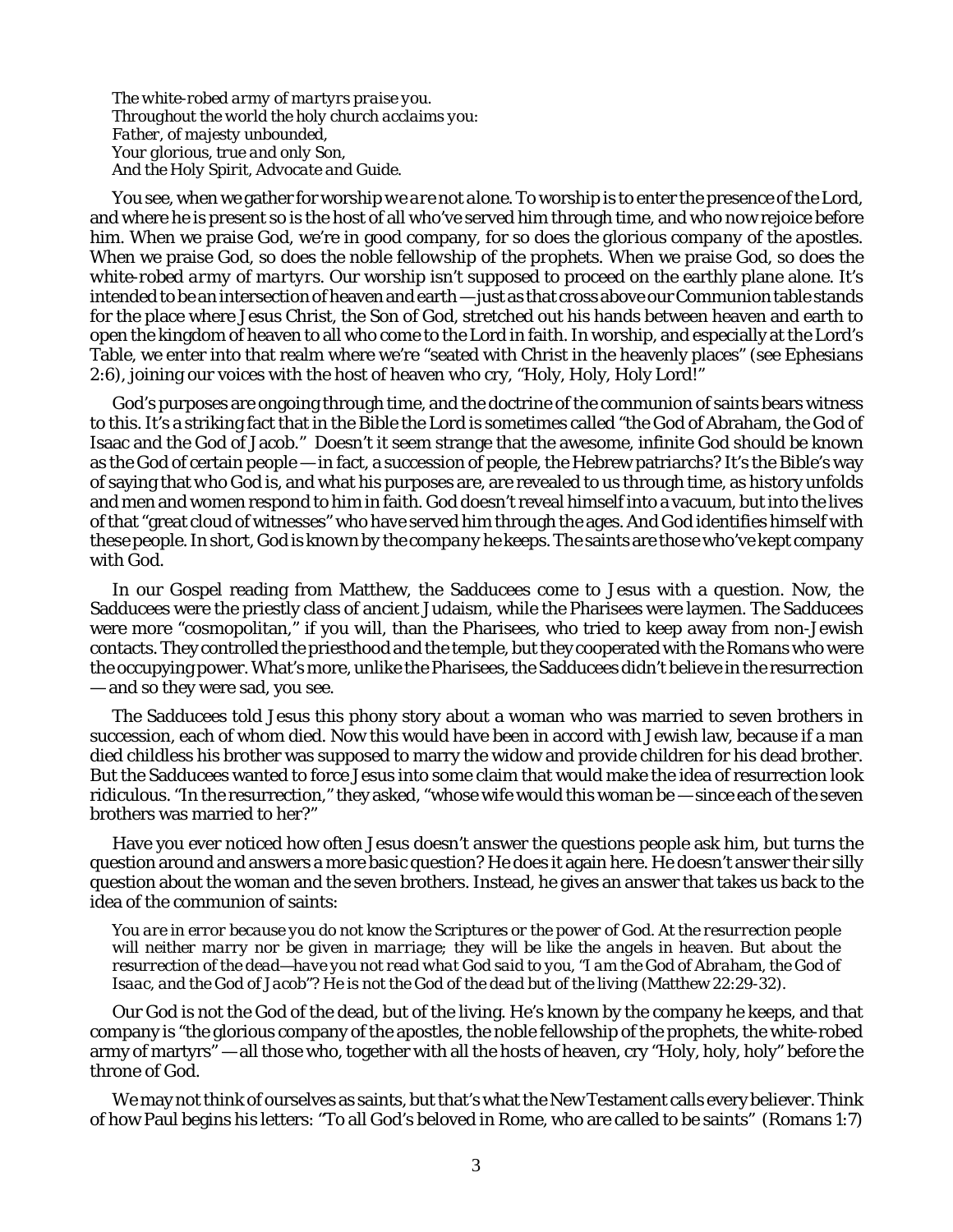*The white-robed army of martyrs praise you.*
*Throughout the world the holy church acclaims you:*
*Father, of majesty unbounded,*
*Your glorious, true and only Son,*
*And the Holy Spirit, Advocate and Guide.*

You see, when we gather for worship *we are not alone*. To worship is to enter the presence of the Lord, and where he is present so is the host of all who've served him through time, and who now rejoice before him. When we praise God, we're in good company, for so does *the glorious company of the apostles*. When we praise God, so does *the noble fellowship of the prophets*. When we praise God, so does the *white-robed army of martyrs*. Our worship isn't supposed to proceed on the earthly plane alone. It's intended to be an intersection of heaven and earth — just as that cross above our Communion table stands for the place where Jesus Christ, the Son of God, stretched out his hands between heaven and earth to open the kingdom of heaven to all who come to the Lord in faith. In worship, and especially at the Lord's Table, we enter into that realm where we're "seated with Christ in the heavenly places" (see Ephesians 2:6), joining our voices with the host of heaven who cry, "Holy, Holy, Holy Lord!"

God's purposes are ongoing through time, and the doctrine of the communion of saints bears witness to this. It's a striking fact that in the Bible the Lord is sometimes called "the God of Abraham, the God of Isaac and the God of Jacob." Doesn't it seem strange that the awesome, infinite God should be known as the God of certain people — in fact, a succession of people, the Hebrew patriarchs? It's the Bible's way of saying that who God is, and what his purposes are, are revealed to us through time, as history unfolds and men and women respond to him in faith. God doesn't reveal himself into a vacuum, but into the lives of that "great cloud of witnesses" who have served him through the ages. And God identifies himself with these people. In short, *God is known by the company he keeps*. The saints are those who've kept company with God.

In our Gospel reading from Matthew, the Sadducees come to Jesus with a question. Now, the Sadducees were the priestly class of ancient Judaism, while the Pharisees were laymen. The Sadducees were more "cosmopolitan," if you will, than the Pharisees, who tried to keep away from non-Jewish contacts. They controlled the priesthood and the temple, but they cooperated with the Romans who were the occupying power. What's more, unlike the Pharisees, the Sadducees didn't believe in the resurrection — and so they were sad, you see.

The Sadducees told Jesus this phony story about a woman who was married to seven brothers in succession, each of whom died. Now this would have been in accord with Jewish law, because if a man died childless his brother was supposed to marry the widow and provide children for his dead brother. But the Sadducees wanted to force Jesus into some claim that would make the idea of resurrection look ridiculous. "In the resurrection," they asked, "whose wife would this woman be — since each of the seven brothers was married to her?"

Have you ever noticed how often Jesus doesn't answer the questions people ask him, but turns the question around and answers a more basic question? He does it again here. He doesn't answer their silly question about the woman and the seven brothers. Instead, he gives an answer that takes us back to the idea of the communion of saints:

> *You are in error because you do not know the Scriptures or the power of God. At the resurrection people will neither marry nor be given in marriage; they will be like the angels in heaven. But about the resurrection of the dead—have you not read what God said to you, "I am the God of Abraham, the God of Isaac, and the God of Jacob"? He is not the God of the dead but of the living (Matthew 22:29-32).*

Our God is not the God of the dead, but of the living. He's known by the company he keeps, and that company is "the glorious company of the apostles, the noble fellowship of the prophets, the white-robed army of martyrs" — all those who, together with all the hosts of heaven, cry "Holy, holy, holy" before the throne of God.

We may not think of ourselves as saints, but that's what the New Testament calls every believer. Think of how Paul begins his letters: "To all God's beloved in Rome, who are called to be saints" (Romans 1:7)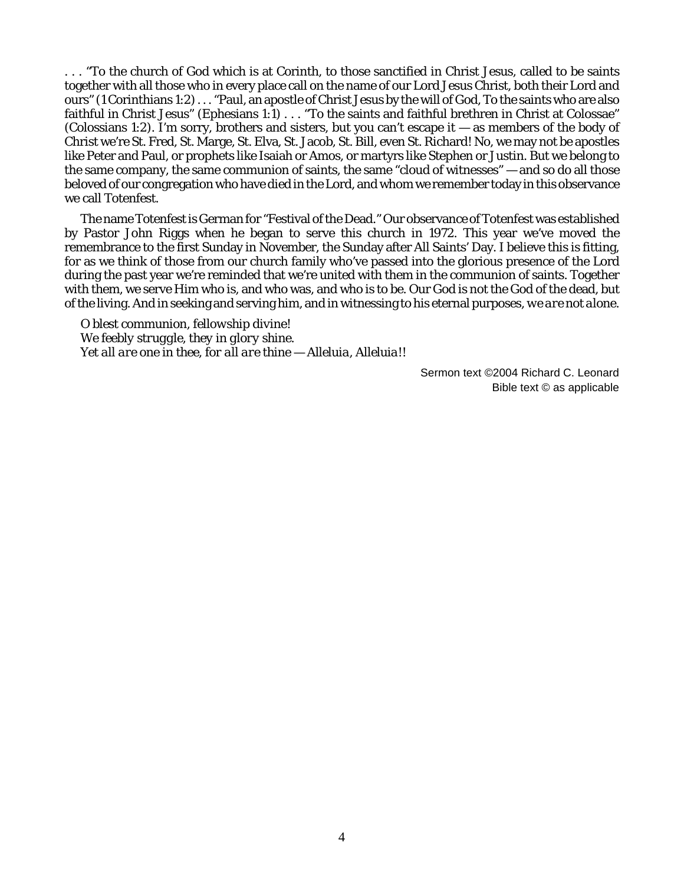. . . "To the church of God which is at Corinth, to those sanctified in Christ Jesus, called to be saints together with all those who in every place call on the name of our Lord Jesus Christ, both their Lord and ours" (1 Corinthians 1:2) . . . "Paul, an apostle of Christ Jesus by the will of God, To the saints who are also faithful in Christ Jesus" (Ephesians 1:1) . . . "To the saints and faithful brethren in Christ at Colossae" (Colossians 1:2). I'm sorry, brothers and sisters, but you can't escape it — as members of the body of Christ we're St. Fred, St. Marge, St. Elva, St. Jacob, St. Bill, even St. Richard! No, we may not be apostles like Peter and Paul, or prophets like Isaiah or Amos, or martyrs like Stephen or Justin. But we belong to the same company, the same communion of saints, the same "cloud of witnesses" — and so do all those beloved of our congregation who have died in the Lord, and whom we remember today in this observance we call Totenfest.

The name Totenfest is German for "Festival of the Dead." Our observance of Totenfest was established by Pastor John Riggs when he began to serve this church in 1972. This year we've moved the remembrance to the first Sunday in November, the Sunday after All Saints' Day. I believe this is fitting, for as we think of those from our church family who've passed into the glorious presence of the Lord during the past year we're reminded that we're united with them in the communion of saints. Together with them, we serve Him who is, and who was, and who is to be. Our God is not the God of the dead, but of the living. And in seeking and serving him, and in witnessing to his eternal purposes, *we are not alone.*

*O blest communion, fellowship divine!*
*We feebly struggle, they in glory shine.*
*Yet all are one in thee, for all are thine — Alleluia, Alleluia!!*

Sermon text ©2004 Richard C. Leonard
Bible text © as applicable